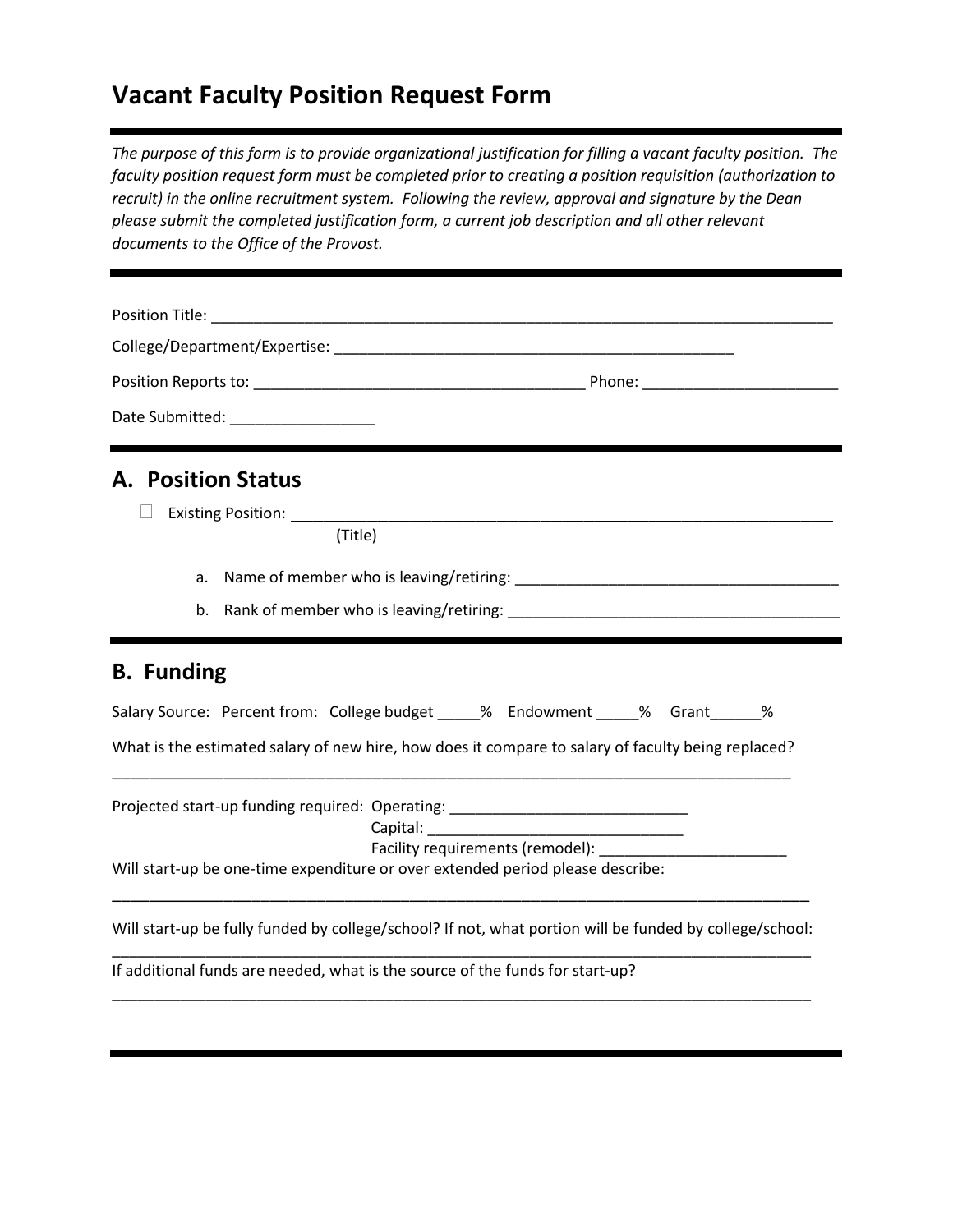# Vacant Faculty Position Request Form

---

*The purpose of this form is to provide organizational justification for filling a vacant faculty position. The faculty position request form must be completed prior to creating a position requisition (authorization to recruit) in the online recruitment system. Following the review, approval and signature by the Dean please submit the completed justification form, a current job description and all other relevant documents to the Office of the Provost.*

---

Position Title: ___________________________________________________________________________

College/Department/Expertise: _______________________________________________

Position Reports to: ______________________________________ Phone: ______________________

Date Submitted: _________________

---

## A. Position Status

☐ Existing Position: ______________________________________________________________
(Title)

a. Name of member who is leaving/retiring: ______________________________________

b. Rank of member who is leaving/retiring: _______________________________________

---

## B. Funding

Salary Source: Percent from: College budget _____% Endowment _____% Grant______%

What is the estimated salary of new hire, how does it compare to salary of faculty being replaced?

_________________________________________________________________________________

Projected start-up funding required: Operating: ____________________________

Capital: ______________________________

Facility requirements (remodel): ______________________

Will start-up be one-time expenditure or over extended period please describe:

_________________________________________________________________________________

Will start-up be fully funded by college/school? If not, what portion will be funded by college/school:

_________________________________________________________________________________

If additional funds are needed, what is the source of the funds for start-up?

_________________________________________________________________________________

---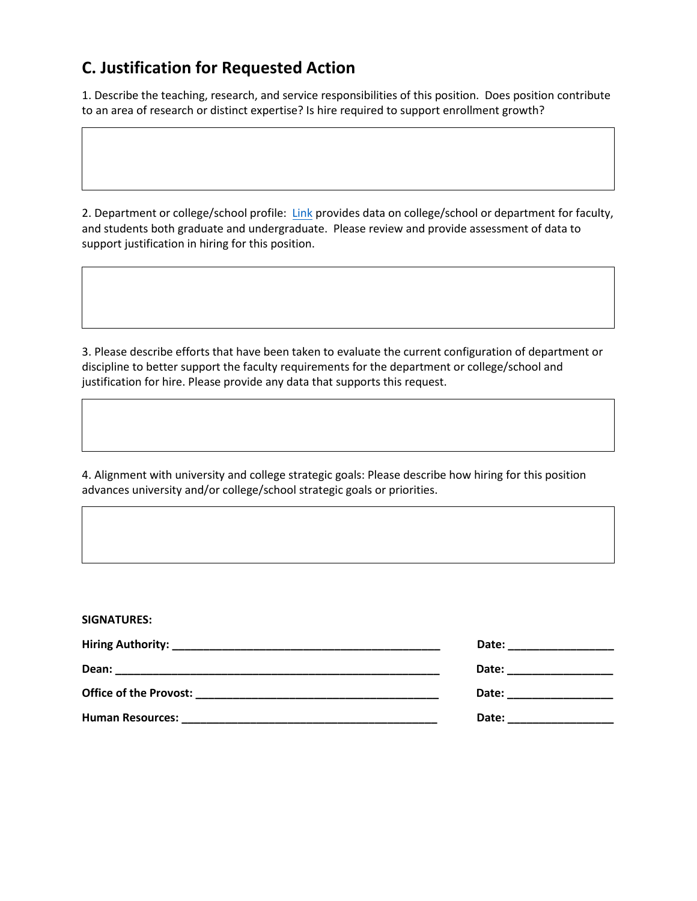## C. Justification for Requested Action

1. Describe the teaching, research, and service responsibilities of this position. Does position contribute to an area of research or distinct expertise? Is hire required to support enrollment growth?

| |
|---|
| |

2. Department or college/school profile: Link provides data on college/school or department for faculty, and students both graduate and undergraduate. Please review and provide assessment of data to support justification in hiring for this position.

| |
|---|
| |

3. Please describe efforts that have been taken to evaluate the current configuration of department or discipline to better support the faculty requirements for the department or college/school and justification for hire. Please provide any data that supports this request.

| |
|---|
| |

4. Alignment with university and college strategic goals: Please describe how hiring for this position advances university and/or college/school strategic goals or priorities.

| |
|---|
| |

**SIGNATURES:**

**Hiring Authority: ____________________________________________** **Date: _________________**

**Dean: _______________________________________________________** **Date: _________________**

**Office of the Provost: ________________________________________** **Date: _________________**

**Human Resources: ___________________________________________** **Date: _________________**